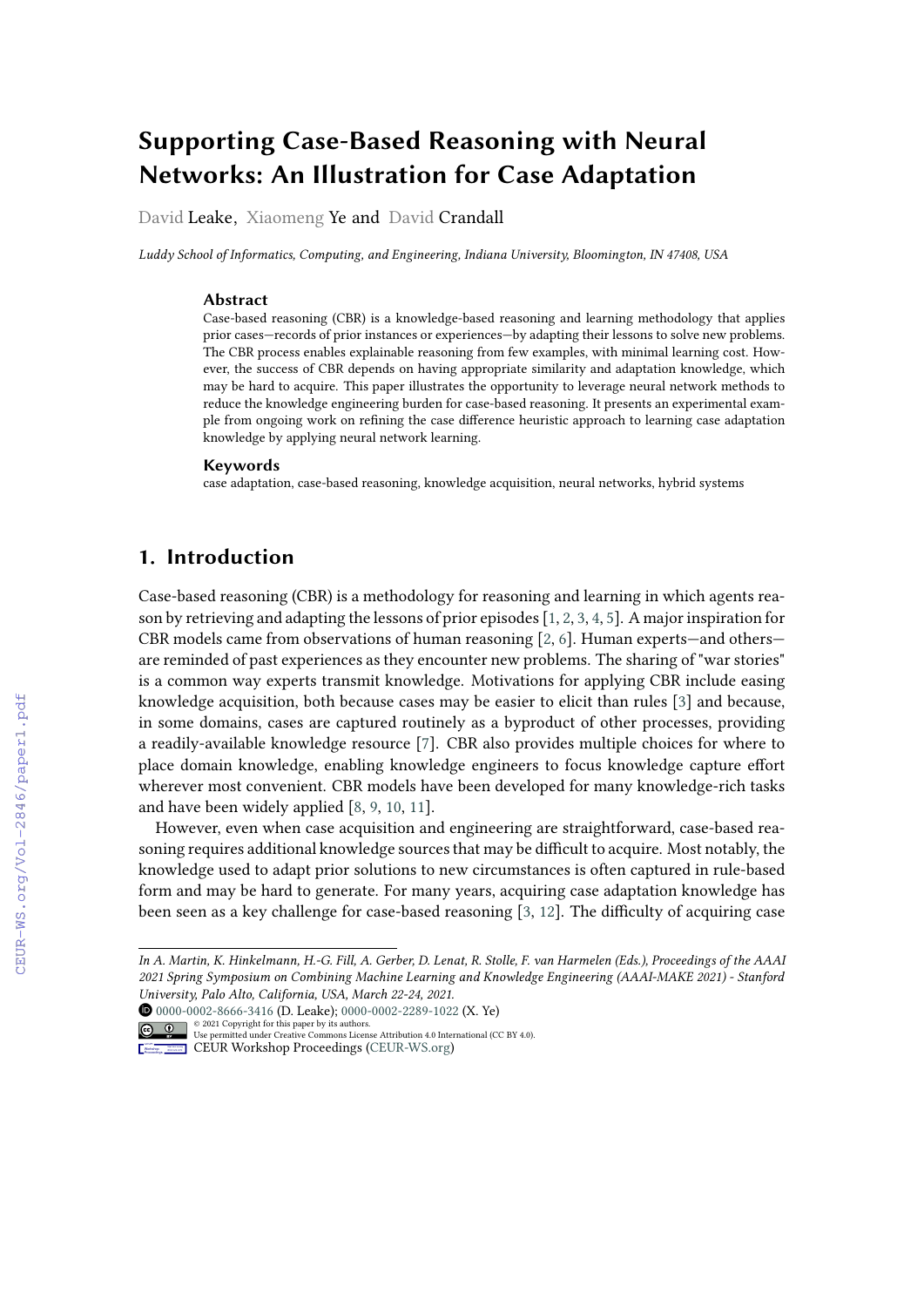# Supporting Case-Based Reasoning with Neural Networks: An Illustration for Case Adaptation

David Leake, Xiaomeng Ye and David Crandall

*Luddy School of Informatics, Computing, and Engineering, Indiana University, Bloomington, IN 47408, USA*

### Abstract

Case-based reasoning (CBR) is a knowledge-based reasoning and learning methodology that applies prior cases—records of prior instances or experiences—by adapting their lessons to solve new problems. The CBR process enables explainable reasoning from few examples, with minimal learning cost. However, the success of CBR depends on having appropriate similarity and adaptation knowledge, which may be hard to acquire. This paper illustrates the opportunity to leverage neural network methods to reduce the knowledge engineering burden for case-based reasoning. It presents an experimental example from ongoing work on refining the case difference heuristic approach to learning case adaptation knowledge by applying neural network learning.

### Keywords

case adaptation, case-based reasoning, knowledge acquisition, neural networks, hybrid systems

## 1. Introduction

Case-based reasoning (CBR) is a methodology for reasoning and learning in which agents reason by retrieving and adapting the lessons of prior episodes [1, 2, 3, 4, 5]. A major inspiration for CBR models came from observations of human reasoning [2, 6]. Human experts—and others—are reminded of past experiences as they encounter new problems. The sharing of "war stories" is a common way experts transmit knowledge. Motivations for applying CBR include easing knowledge acquisition, both because cases may be easier to elicit than rules [3] and because, in some domains, cases are captured routinely as a byproduct of other processes, providing a readily-available knowledge resource [7]. CBR also provides multiple choices for where to place domain knowledge, enabling knowledge engineers to focus knowledge capture effort wherever most convenient. CBR models have been developed for many knowledge-rich tasks and have been widely applied [8, 9, 10, 11].

However, even when case acquisition and engineering are straightforward, case-based reasoning requires additional knowledge sources that may be difficult to acquire. Most notably, the knowledge used to adapt prior solutions to new circumstances is often captured in rule-based form and may be hard to generate. For many years, acquiring case adaptation knowledge has been seen as a key challenge for case-based reasoning [3, 12]. The difficulty of acquiring case

---

*In A. Martin, K. Hinkelmann, H.-G. Fill, A. Gerber, D. Lenat, R. Stolle, F. van Harmelen (Eds.), Proceedings of the AAAI 2021 Spring Symposium on Combining Machine Learning and Knowledge Engineering (AAAI-MAKE 2021) - Stanford University, Palo Alto, California, USA, March 22-24, 2021.*

0000-0002-8666-3416 (D. Leake); 0000-0002-2289-1022 (X. Ye)

© 2021 Copyright for this paper by its authors. Use permitted under Creative Commons License Attribution 4.0 International (CC BY 4.0).

CEUR Workshop Proceedings (CEUR-WS.org)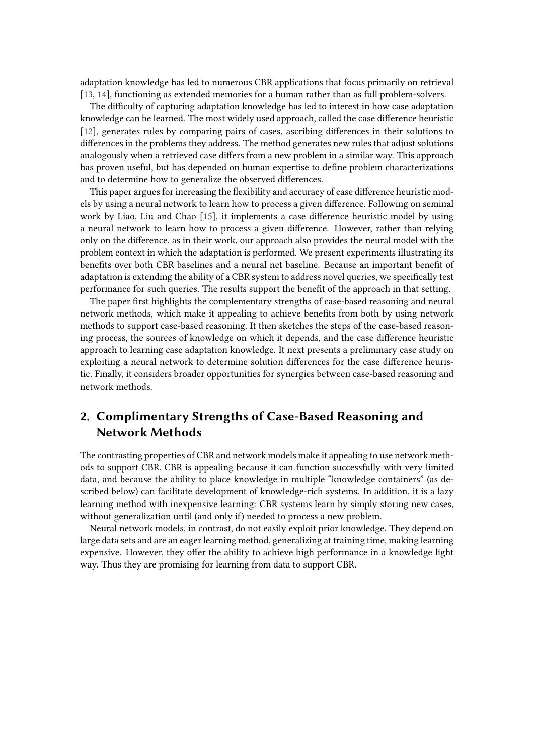adaptation knowledge has led to numerous CBR applications that focus primarily on retrieval [13, 14], functioning as extended memories for a human rather than as full problem-solvers.

The difficulty of capturing adaptation knowledge has led to interest in how case adaptation knowledge can be learned. The most widely used approach, called the case difference heuristic [12], generates rules by comparing pairs of cases, ascribing differences in their solutions to differences in the problems they address. The method generates new rules that adjust solutions analogously when a retrieved case differs from a new problem in a similar way. This approach has proven useful, but has depended on human expertise to define problem characterizations and to determine how to generalize the observed differences.

This paper argues for increasing the flexibility and accuracy of case difference heuristic models by using a neural network to learn how to process a given difference. Following on seminal work by Liao, Liu and Chao [15], it implements a case difference heuristic model by using a neural network to learn how to process a given difference. However, rather than relying only on the difference, as in their work, our approach also provides the neural model with the problem context in which the adaptation is performed. We present experiments illustrating its benefits over both CBR baselines and a neural net baseline. Because an important benefit of adaptation is extending the ability of a CBR system to address novel queries, we specifically test performance for such queries. The results support the benefit of the approach in that setting.

The paper first highlights the complementary strengths of case-based reasoning and neural network methods, which make it appealing to achieve benefits from both by using network methods to support case-based reasoning. It then sketches the steps of the case-based reasoning process, the sources of knowledge on which it depends, and the case difference heuristic approach to learning case adaptation knowledge. It next presents a preliminary case study on exploiting a neural network to determine solution differences for the case difference heuristic. Finally, it considers broader opportunities for synergies between case-based reasoning and network methods.

## 2. Complimentary Strengths of Case-Based Reasoning and Network Methods

The contrasting properties of CBR and network models make it appealing to use network methods to support CBR. CBR is appealing because it can function successfully with very limited data, and because the ability to place knowledge in multiple "knowledge containers" (as described below) can facilitate development of knowledge-rich systems. In addition, it is a lazy learning method with inexpensive learning: CBR systems learn by simply storing new cases, without generalization until (and only if) needed to process a new problem.

Neural network models, in contrast, do not easily exploit prior knowledge. They depend on large data sets and are an eager learning method, generalizing at training time, making learning expensive. However, they offer the ability to achieve high performance in a knowledge light way. Thus they are promising for learning from data to support CBR.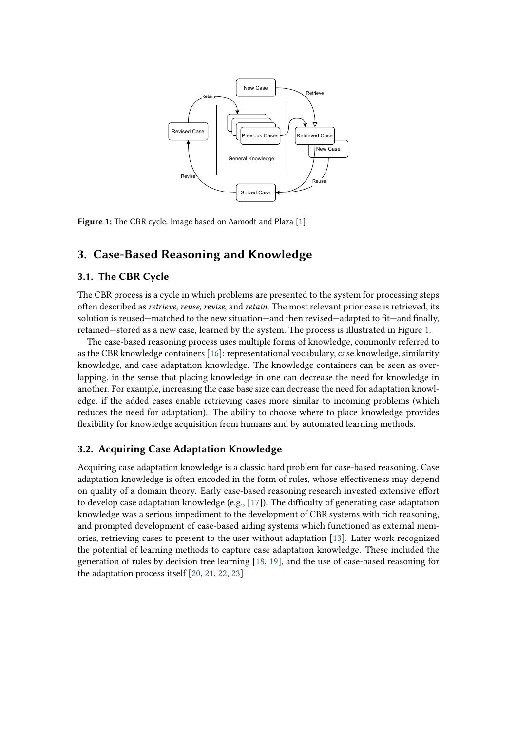Figure 1: The CBR cycle. Image based on Aamodt and Plaza [1]

## 3. Case-Based Reasoning and Knowledge

### 3.1. The CBR Cycle

The CBR process is a cycle in which problems are presented to the system for processing steps often described as *retrieve, reuse, revise*, and *retain*. The most relevant prior case is retrieved, its solution is reused—matched to the new situation—and then revised—adapted to fit—and finally, retained—stored as a new case, learned by the system. The process is illustrated in Figure 1.

The case-based reasoning process uses multiple forms of knowledge, commonly referred to as the CBR knowledge containers [16]: representational vocabulary, case knowledge, similarity knowledge, and case adaptation knowledge. The knowledge containers can be seen as overlapping, in the sense that placing knowledge in one can decrease the need for knowledge in another. For example, increasing the case base size can decrease the need for adaptation knowledge, if the added cases enable retrieving cases more similar to incoming problems (which reduces the need for adaptation). The ability to choose where to place knowledge provides flexibility for knowledge acquisition from humans and by automated learning methods.

### 3.2. Acquiring Case Adaptation Knowledge

Acquiring case adaptation knowledge is a classic hard problem for case-based reasoning. Case adaptation knowledge is often encoded in the form of rules, whose effectiveness may depend on quality of a domain theory. Early case-based reasoning research invested extensive effort to develop case adaptation knowledge (e.g., [17]). The difficulty of generating case adaptation knowledge was a serious impediment to the development of CBR systems with rich reasoning, and prompted development of case-based aiding systems which functioned as external memories, retrieving cases to present to the user without adaptation [13]. Later work recognized the potential of learning methods to capture case adaptation knowledge. These included the generation of rules by decision tree learning [18, 19], and the use of case-based reasoning for the adaptation process itself [20, 21, 22, 23]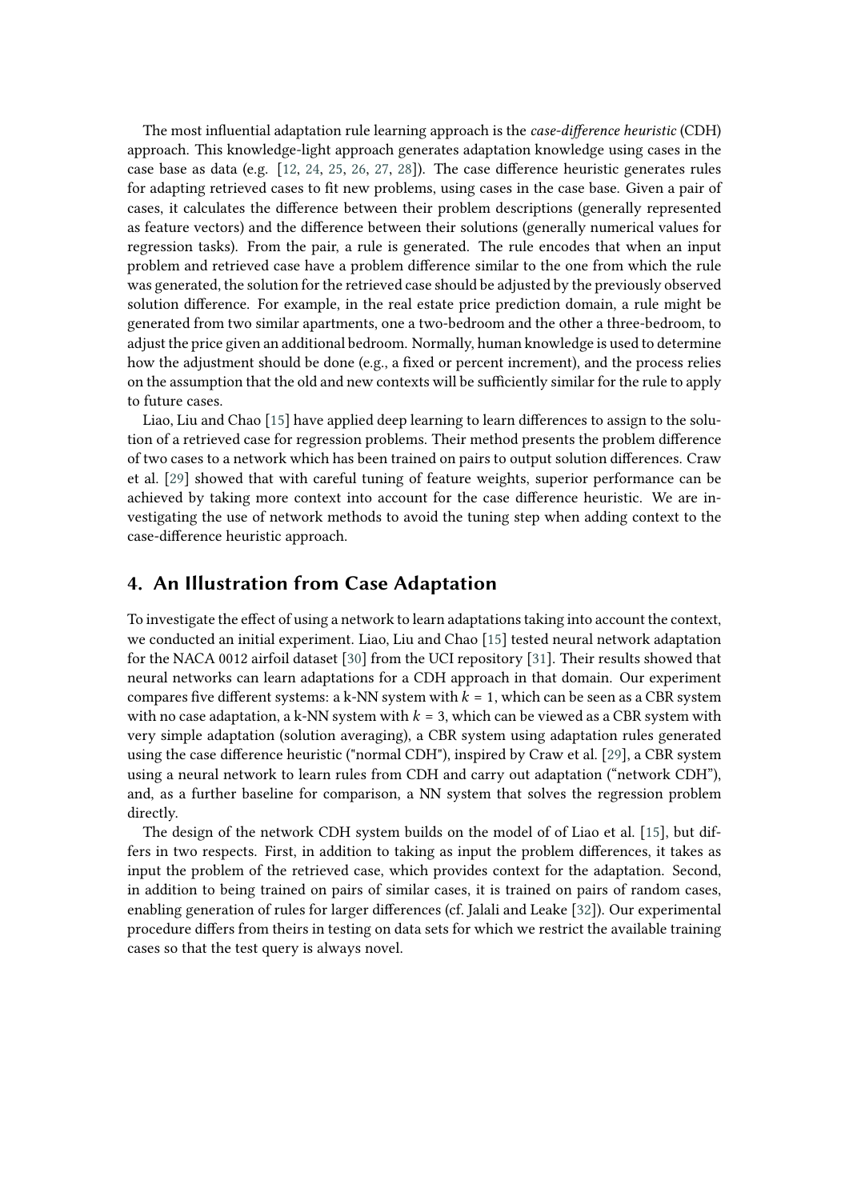The most influential adaptation rule learning approach is the *case-difference heuristic* (CDH) approach. This knowledge-light approach generates adaptation knowledge using cases in the case base as data (e.g. [12, 24, 25, 26, 27, 28]). The case difference heuristic generates rules for adapting retrieved cases to fit new problems, using cases in the case base. Given a pair of cases, it calculates the difference between their problem descriptions (generally represented as feature vectors) and the difference between their solutions (generally numerical values for regression tasks). From the pair, a rule is generated. The rule encodes that when an input problem and retrieved case have a problem difference similar to the one from which the rule was generated, the solution for the retrieved case should be adjusted by the previously observed solution difference. For example, in the real estate price prediction domain, a rule might be generated from two similar apartments, one a two-bedroom and the other a three-bedroom, to adjust the price given an additional bedroom. Normally, human knowledge is used to determine how the adjustment should be done (e.g., a fixed or percent increment), and the process relies on the assumption that the old and new contexts will be sufficiently similar for the rule to apply to future cases.

Liao, Liu and Chao [15] have applied deep learning to learn differences to assign to the solution of a retrieved case for regression problems. Their method presents the problem difference of two cases to a network which has been trained on pairs to output solution differences. Craw et al. [29] showed that with careful tuning of feature weights, superior performance can be achieved by taking more context into account for the case difference heuristic. We are investigating the use of network methods to avoid the tuning step when adding context to the case-difference heuristic approach.

## 4. An Illustration from Case Adaptation

To investigate the effect of using a network to learn adaptations taking into account the context, we conducted an initial experiment. Liao, Liu and Chao [15] tested neural network adaptation for the NACA 0012 airfoil dataset [30] from the UCI repository [31]. Their results showed that neural networks can learn adaptations for a CDH approach in that domain. Our experiment compares five different systems: a k-NN system with $k = 1$, which can be seen as a CBR system with no case adaptation, a k-NN system with $k = 3$, which can be viewed as a CBR system with very simple adaptation (solution averaging), a CBR system using adaptation rules generated using the case difference heuristic ("normal CDH"), inspired by Craw et al. [29], a CBR system using a neural network to learn rules from CDH and carry out adaptation ("network CDH"), and, as a further baseline for comparison, a NN system that solves the regression problem directly.

The design of the network CDH system builds on the model of of Liao et al. [15], but differs in two respects. First, in addition to taking as input the problem differences, it takes as input the problem of the retrieved case, which provides context for the adaptation. Second, in addition to being trained on pairs of similar cases, it is trained on pairs of random cases, enabling generation of rules for larger differences (cf. Jalali and Leake [32]). Our experimental procedure differs from theirs in testing on data sets for which we restrict the available training cases so that the test query is always novel.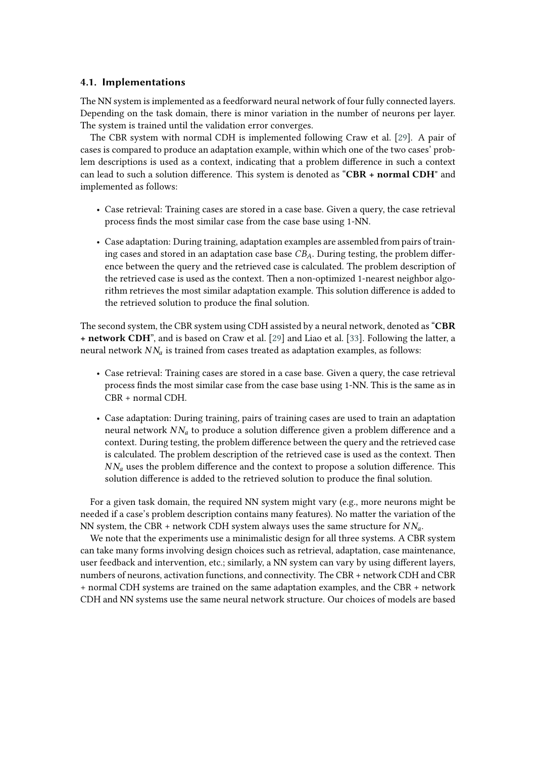### 4.1. Implementations

The NN system is implemented as a feedforward neural network of four fully connected layers. Depending on the task domain, there is minor variation in the number of neurons per layer. The system is trained until the validation error converges.

The CBR system with normal CDH is implemented following Craw et al. [29]. A pair of cases is compared to produce an adaptation example, within which one of the two cases' problem descriptions is used as a context, indicating that a problem difference in such a context can lead to such a solution difference. This system is denoted as "**CBR + normal CDH**" and implemented as follows:

- Case retrieval: Training cases are stored in a case base. Given a query, the case retrieval process finds the most similar case from the case base using 1-NN.
- Case adaptation: During training, adaptation examples are assembled from pairs of training cases and stored in an adaptation case base $CB_A$. During testing, the problem difference between the query and the retrieved case is calculated. The problem description of the retrieved case is used as the context. Then a non-optimized 1-nearest neighbor algorithm retrieves the most similar adaptation example. This solution difference is added to the retrieved solution to produce the final solution.

The second system, the CBR system using CDH assisted by a neural network, denoted as "**CBR + network CDH**", and is based on Craw et al. [29] and Liao et al. [33]. Following the latter, a neural network $NN_a$ is trained from cases treated as adaptation examples, as follows:

- Case retrieval: Training cases are stored in a case base. Given a query, the case retrieval process finds the most similar case from the case base using 1-NN. This is the same as in CBR + normal CDH.
- Case adaptation: During training, pairs of training cases are used to train an adaptation neural network $NN_a$ to produce a solution difference given a problem difference and a context. During testing, the problem difference between the query and the retrieved case is calculated. The problem description of the retrieved case is used as the context. Then $NN_a$ uses the problem difference and the context to propose a solution difference. This solution difference is added to the retrieved solution to produce the final solution.

For a given task domain, the required NN system might vary (e.g., more neurons might be needed if a case's problem description contains many features). No matter the variation of the NN system, the CBR + network CDH system always uses the same structure for $NN_a$.

We note that the experiments use a minimalistic design for all three systems. A CBR system can take many forms involving design choices such as retrieval, adaptation, case maintenance, user feedback and intervention, etc.; similarly, a NN system can vary by using different layers, numbers of neurons, activation functions, and connectivity. The CBR + network CDH and CBR + normal CDH systems are trained on the same adaptation examples, and the CBR + network CDH and NN systems use the same neural network structure. Our choices of models are based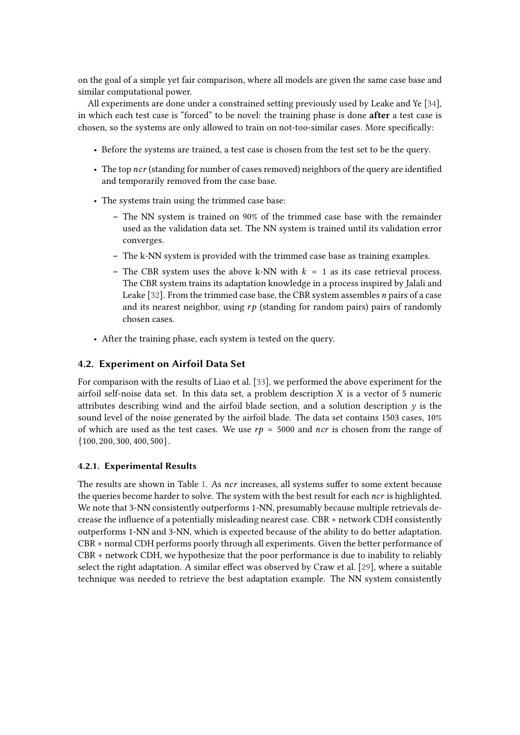on the goal of a simple yet fair comparison, where all models are given the same case base and similar computational power.

All experiments are done under a constrained setting previously used by Leake and Ye [34], in which each test case is "forced" to be novel: the training phase is done **after** a test case is chosen, so the systems are only allowed to train on not-too-similar cases. More specifically:

- Before the systems are trained, a test case is chosen from the test set to be the query.
- The top $ncr$ (standing for number of cases removed) neighbors of the query are identified and temporarily removed from the case base.
- The systems train using the trimmed case base:
  - The NN system is trained on 90% of the trimmed case base with the remainder used as the validation data set. The NN system is trained until its validation error converges.
  - The k-NN system is provided with the trimmed case base as training examples.
  - The CBR system uses the above k-NN with $k = 1$ as its case retrieval process. The CBR system trains its adaptation knowledge in a process inspired by Jalali and Leake [32]. From the trimmed case base, the CBR system assembles *n* pairs of a case and its nearest neighbor, using $rp$ (standing for random pairs) pairs of randomly chosen cases.
- After the training phase, each system is tested on the query.

### 4.2. Experiment on Airfoil Data Set

For comparison with the results of Liao et al. [33], we performed the above experiment for the airfoil self-noise data set. In this data set, a problem description $X$ is a vector of 5 numeric attributes describing wind and the airfoil blade section, and a solution description $y$ is the sound level of the noise generated by the airfoil blade. The data set contains 1503 cases, 10% of which are used as the test cases. We use $rp = 5000$ and $ncr$ is chosen from the range of $\{100, 200, 300, 400, 500\}$.

#### 4.2.1. Experimental Results

The results are shown in Table 1. As $ncr$ increases, all systems suffer to some extent because the queries become harder to solve. The system with the best result for each $ncr$ is highlighted. We note that 3-NN consistently outperforms 1-NN, presumably because multiple retrievals decrease the influence of a potentially misleading nearest case. CBR + network CDH consistently outperforms 1-NN and 3-NN, which is expected because of the ability to do better adaptation. CBR + normal CDH performs poorly through all experiments. Given the better performance of CBR + network CDH, we hypothesize that the poor performance is due to inability to reliably select the right adaptation. A similar effect was observed by Craw et al. [29], where a suitable technique was needed to retrieve the best adaptation example. The NN system consistently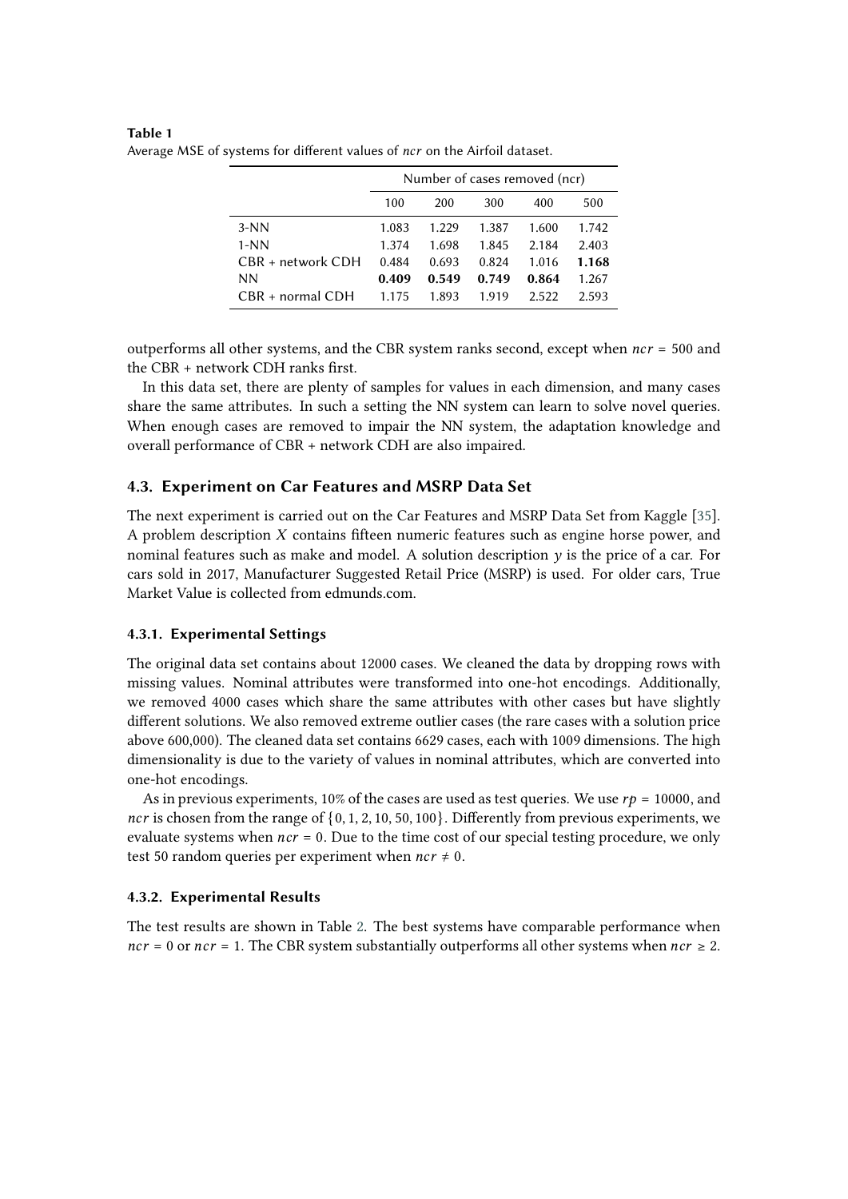**Table 1**
Average MSE of systems for different values of $ncr$ on the Airfoil dataset.

| | Number of cases removed (ncr) | | | | |
|---|---|---|---|---|---|
| | 100 | 200 | 300 | 400 | 500 |
| 3-NN | 1.083 | 1.229 | 1.387 | 1.600 | 1.742 |
| 1-NN | 1.374 | 1.698 | 1.845 | 2.184 | 2.403 |
| CBR + network CDH | 0.484 | 0.693 | 0.824 | 1.016 | **1.168** |
| NN | **0.409** | **0.549** | **0.749** | **0.864** | 1.267 |
| CBR + normal CDH | 1.175 | 1.893 | 1.919 | 2.522 | 2.593 |

outperforms all other systems, and the CBR system ranks second, except when $ncr = 500$ and the CBR + network CDH ranks first.

In this data set, there are plenty of samples for values in each dimension, and many cases share the same attributes. In such a setting the NN system can learn to solve novel queries. When enough cases are removed to impair the NN system, the adaptation knowledge and overall performance of CBR + network CDH are also impaired.

### 4.3. Experiment on Car Features and MSRP Data Set

The next experiment is carried out on the Car Features and MSRP Data Set from Kaggle [35]. A problem description $X$ contains fifteen numeric features such as engine horse power, and nominal features such as make and model. A solution description $y$ is the price of a car. For cars sold in 2017, Manufacturer Suggested Retail Price (MSRP) is used. For older cars, True Market Value is collected from edmunds.com.

#### 4.3.1. Experimental Settings

The original data set contains about 12000 cases. We cleaned the data by dropping rows with missing values. Nominal attributes were transformed into one-hot encodings. Additionally, we removed 4000 cases which share the same attributes with other cases but have slightly different solutions. We also removed extreme outlier cases (the rare cases with a solution price above 600,000). The cleaned data set contains 6629 cases, each with 1009 dimensions. The high dimensionality is due to the variety of values in nominal attributes, which are converted into one-hot encodings.

As in previous experiments, 10% of the cases are used as test queries. We use $rp = 10000$, and $ncr$ is chosen from the range of $\{0, 1, 2, 10, 50, 100\}$. Differently from previous experiments, we evaluate systems when $ncr = 0$. Due to the time cost of our special testing procedure, we only test 50 random queries per experiment when $ncr \neq 0$.

#### 4.3.2. Experimental Results

The test results are shown in Table 2. The best systems have comparable performance when $ncr = 0$ or $ncr = 1$. The CBR system substantially outperforms all other systems when $ncr \geq 2$.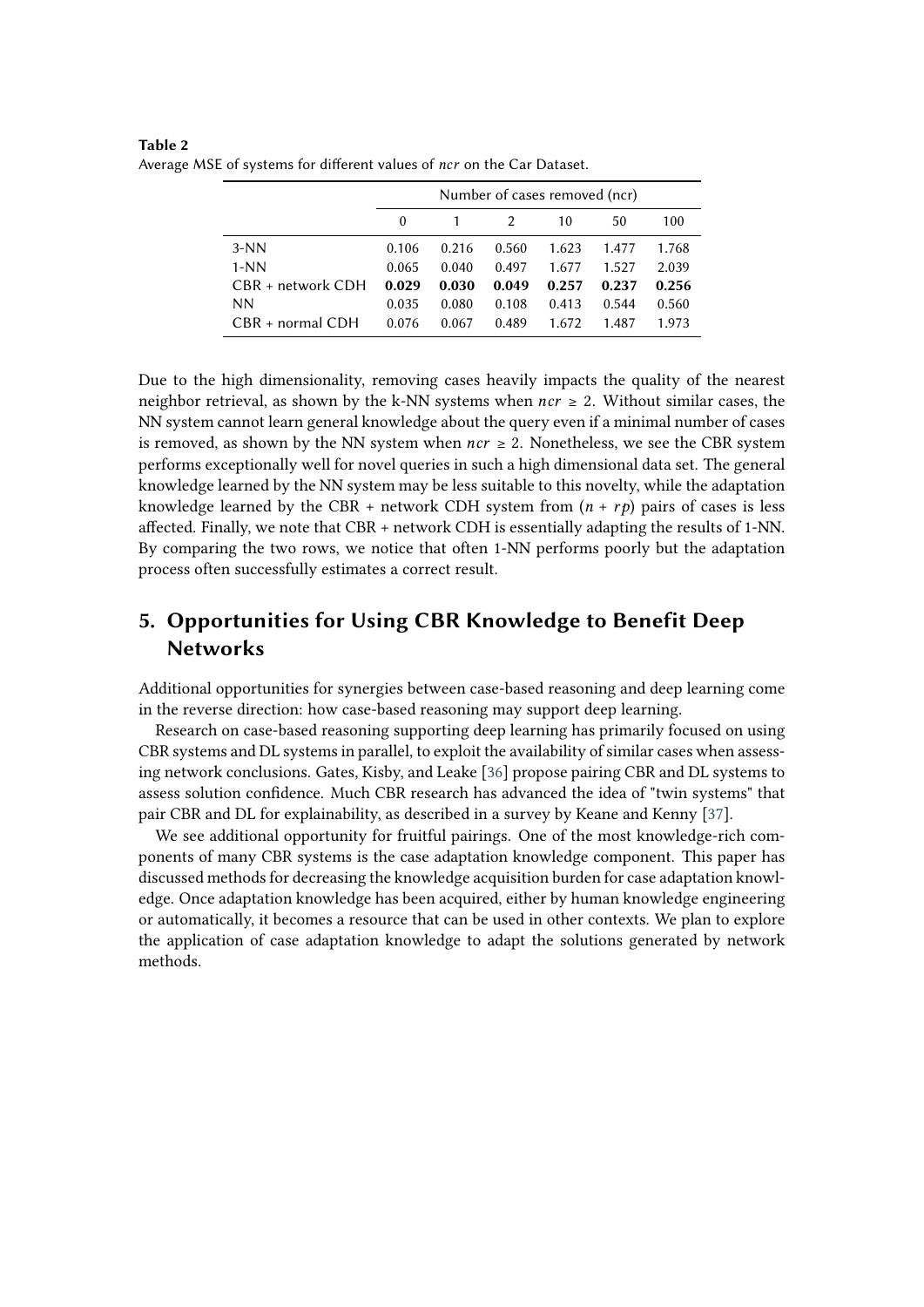**Table 2**
Average MSE of systems for different values of *ncr* on the Car Dataset.

| | Number of cases removed (ncr) | | | | | |
|---|---|---|---|---|---|---|
| | 0 | 1 | 2 | 10 | 50 | 100 |
| 3-NN | 0.106 | 0.216 | 0.560 | 1.623 | 1.477 | 1.768 |
| 1-NN | 0.065 | 0.040 | 0.497 | 1.677 | 1.527 | 2.039 |
| CBR + network CDH | **0.029** | **0.030** | **0.049** | **0.257** | **0.237** | **0.256** |
| NN | 0.035 | 0.080 | 0.108 | 0.413 | 0.544 | 0.560 |
| CBR + normal CDH | 0.076 | 0.067 | 0.489 | 1.672 | 1.487 | 1.973 |

Due to the high dimensionality, removing cases heavily impacts the quality of the nearest neighbor retrieval, as shown by the k-NN systems when $ncr \geq 2$. Without similar cases, the NN system cannot learn general knowledge about the query even if a minimal number of cases is removed, as shown by the NN system when $ncr \geq 2$. Nonetheless, we see the CBR system performs exceptionally well for novel queries in such a high dimensional data set. The general knowledge learned by the NN system may be less suitable to this novelty, while the adaptation knowledge learned by the CBR + network CDH system from $(n + rp)$ pairs of cases is less affected. Finally, we note that CBR + network CDH is essentially adapting the results of 1-NN. By comparing the two rows, we notice that often 1-NN performs poorly but the adaptation process often successfully estimates a correct result.

## 5. Opportunities for Using CBR Knowledge to Benefit Deep Networks

Additional opportunities for synergies between case-based reasoning and deep learning come in the reverse direction: how case-based reasoning may support deep learning.

Research on case-based reasoning supporting deep learning has primarily focused on using CBR systems and DL systems in parallel, to exploit the availability of similar cases when assessing network conclusions. Gates, Kisby, and Leake [36] propose pairing CBR and DL systems to assess solution confidence. Much CBR research has advanced the idea of "twin systems" that pair CBR and DL for explainability, as described in a survey by Keane and Kenny [37].

We see additional opportunity for fruitful pairings. One of the most knowledge-rich components of many CBR systems is the case adaptation knowledge component. This paper has discussed methods for decreasing the knowledge acquisition burden for case adaptation knowledge. Once adaptation knowledge has been acquired, either by human knowledge engineering or automatically, it becomes a resource that can be used in other contexts. We plan to explore the application of case adaptation knowledge to adapt the solutions generated by network methods.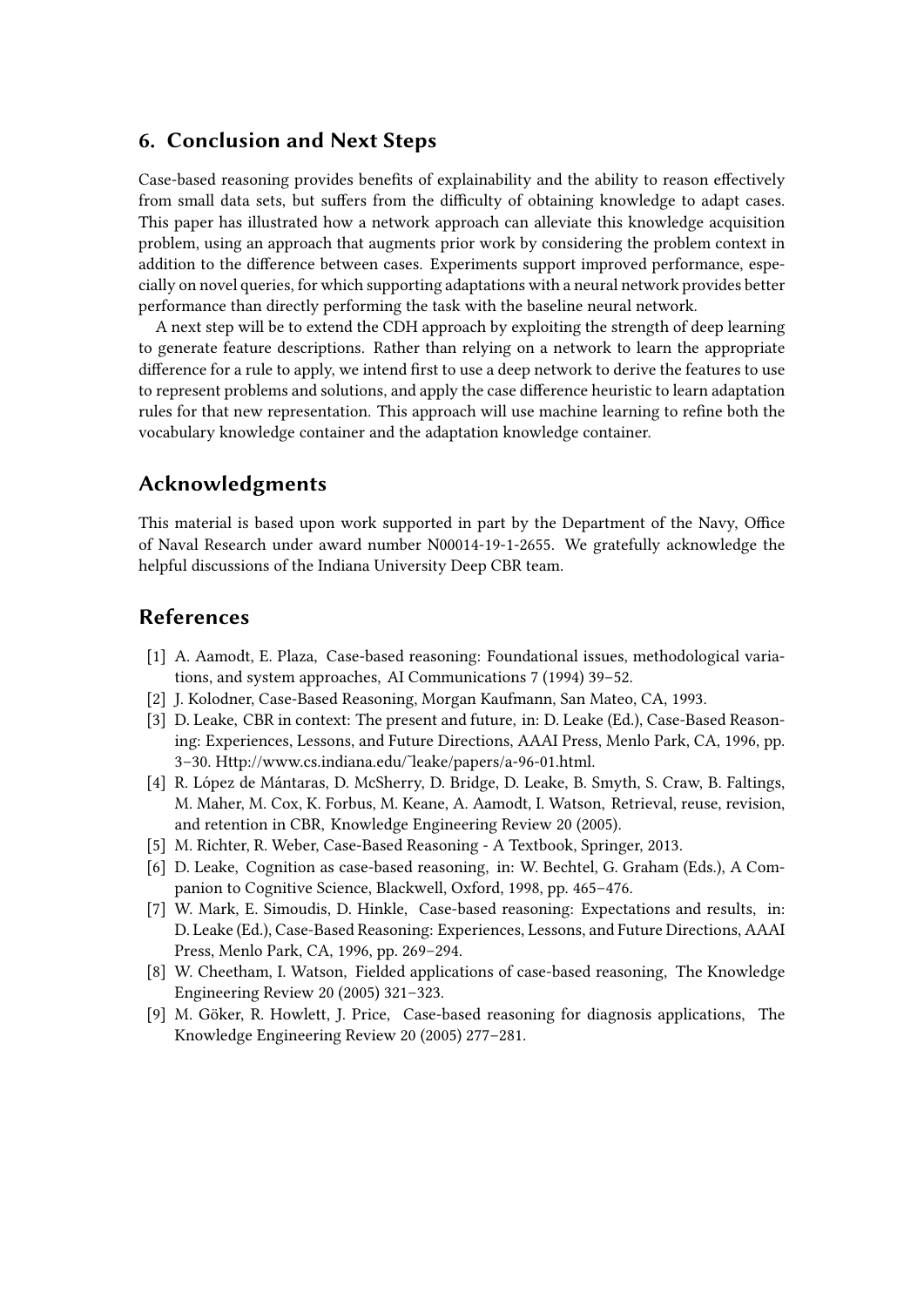## 6. Conclusion and Next Steps

Case-based reasoning provides benefits of explainability and the ability to reason effectively from small data sets, but suffers from the difficulty of obtaining knowledge to adapt cases. This paper has illustrated how a network approach can alleviate this knowledge acquisition problem, using an approach that augments prior work by considering the problem context in addition to the difference between cases. Experiments support improved performance, especially on novel queries, for which supporting adaptations with a neural network provides better performance than directly performing the task with the baseline neural network.

A next step will be to extend the CDH approach by exploiting the strength of deep learning to generate feature descriptions. Rather than relying on a network to learn the appropriate difference for a rule to apply, we intend first to use a deep network to derive the features to use to represent problems and solutions, and apply the case difference heuristic to learn adaptation rules for that new representation. This approach will use machine learning to refine both the vocabulary knowledge container and the adaptation knowledge container.

## Acknowledgments

This material is based upon work supported in part by the Department of the Navy, Office of Naval Research under award number N00014-19-1-2655. We gratefully acknowledge the helpful discussions of the Indiana University Deep CBR team.

## References

[1] A. Aamodt, E. Plaza, Case-based reasoning: Foundational issues, methodological variations, and system approaches, AI Communications 7 (1994) 39–52.

[2] J. Kolodner, Case-Based Reasoning, Morgan Kaufmann, San Mateo, CA, 1993.

[3] D. Leake, CBR in context: The present and future, in: D. Leake (Ed.), Case-Based Reasoning: Experiences, Lessons, and Future Directions, AAAI Press, Menlo Park, CA, 1996, pp. 3–30. Http://www.cs.indiana.edu/˜leake/papers/a-96-01.html.

[4] R. López de Mántaras, D. McSherry, D. Bridge, D. Leake, B. Smyth, S. Craw, B. Faltings, M. Maher, M. Cox, K. Forbus, M. Keane, A. Aamodt, I. Watson, Retrieval, reuse, revision, and retention in CBR, Knowledge Engineering Review 20 (2005).

[5] M. Richter, R. Weber, Case-Based Reasoning - A Textbook, Springer, 2013.

[6] D. Leake, Cognition as case-based reasoning, in: W. Bechtel, G. Graham (Eds.), A Companion to Cognitive Science, Blackwell, Oxford, 1998, pp. 465–476.

[7] W. Mark, E. Simoudis, D. Hinkle, Case-based reasoning: Expectations and results, in: D. Leake (Ed.), Case-Based Reasoning: Experiences, Lessons, and Future Directions, AAAI Press, Menlo Park, CA, 1996, pp. 269–294.

[8] W. Cheetham, I. Watson, Fielded applications of case-based reasoning, The Knowledge Engineering Review 20 (2005) 321–323.

[9] M. Göker, R. Howlett, J. Price, Case-based reasoning for diagnosis applications, The Knowledge Engineering Review 20 (2005) 277–281.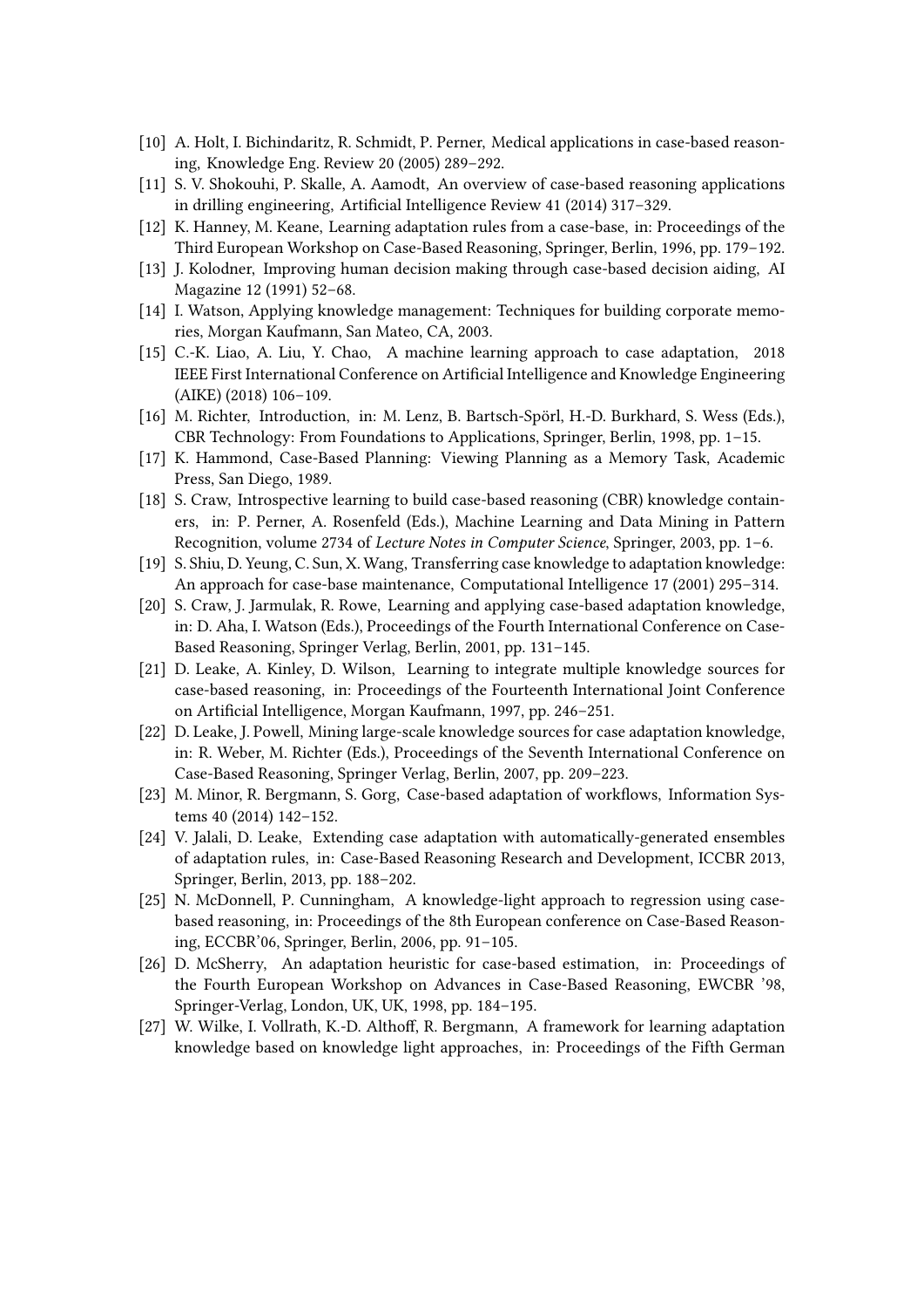[10] A. Holt, I. Bichindaritz, R. Schmidt, P. Perner, Medical applications in case-based reasoning, Knowledge Eng. Review 20 (2005) 289–292.

[11] S. V. Shokouhi, P. Skalle, A. Aamodt, An overview of case-based reasoning applications in drilling engineering, Artificial Intelligence Review 41 (2014) 317–329.

[12] K. Hanney, M. Keane, Learning adaptation rules from a case-base, in: Proceedings of the Third European Workshop on Case-Based Reasoning, Springer, Berlin, 1996, pp. 179–192.

[13] J. Kolodner, Improving human decision making through case-based decision aiding, AI Magazine 12 (1991) 52–68.

[14] I. Watson, Applying knowledge management: Techniques for building corporate memories, Morgan Kaufmann, San Mateo, CA, 2003.

[15] C.-K. Liao, A. Liu, Y. Chao, A machine learning approach to case adaptation, 2018 IEEE First International Conference on Artificial Intelligence and Knowledge Engineering (AIKE) (2018) 106–109.

[16] M. Richter, Introduction, in: M. Lenz, B. Bartsch-Spörl, H.-D. Burkhard, S. Wess (Eds.), CBR Technology: From Foundations to Applications, Springer, Berlin, 1998, pp. 1–15.

[17] K. Hammond, Case-Based Planning: Viewing Planning as a Memory Task, Academic Press, San Diego, 1989.

[18] S. Craw, Introspective learning to build case-based reasoning (CBR) knowledge containers, in: P. Perner, A. Rosenfeld (Eds.), Machine Learning and Data Mining in Pattern Recognition, volume 2734 of *Lecture Notes in Computer Science*, Springer, 2003, pp. 1–6.

[19] S. Shiu, D. Yeung, C. Sun, X. Wang, Transferring case knowledge to adaptation knowledge: An approach for case-base maintenance, Computational Intelligence 17 (2001) 295–314.

[20] S. Craw, J. Jarmulak, R. Rowe, Learning and applying case-based adaptation knowledge, in: D. Aha, I. Watson (Eds.), Proceedings of the Fourth International Conference on Case-Based Reasoning, Springer Verlag, Berlin, 2001, pp. 131–145.

[21] D. Leake, A. Kinley, D. Wilson, Learning to integrate multiple knowledge sources for case-based reasoning, in: Proceedings of the Fourteenth International Joint Conference on Artificial Intelligence, Morgan Kaufmann, 1997, pp. 246–251.

[22] D. Leake, J. Powell, Mining large-scale knowledge sources for case adaptation knowledge, in: R. Weber, M. Richter (Eds.), Proceedings of the Seventh International Conference on Case-Based Reasoning, Springer Verlag, Berlin, 2007, pp. 209–223.

[23] M. Minor, R. Bergmann, S. Gorg, Case-based adaptation of workflows, Information Systems 40 (2014) 142–152.

[24] V. Jalali, D. Leake, Extending case adaptation with automatically-generated ensembles of adaptation rules, in: Case-Based Reasoning Research and Development, ICCBR 2013, Springer, Berlin, 2013, pp. 188–202.

[25] N. McDonnell, P. Cunningham, A knowledge-light approach to regression using case-based reasoning, in: Proceedings of the 8th European conference on Case-Based Reasoning, ECCBR'06, Springer, Berlin, 2006, pp. 91–105.

[26] D. McSherry, An adaptation heuristic for case-based estimation, in: Proceedings of the Fourth European Workshop on Advances in Case-Based Reasoning, EWCBR '98, Springer-Verlag, London, UK, UK, 1998, pp. 184–195.

[27] W. Wilke, I. Vollrath, K.-D. Althoff, R. Bergmann, A framework for learning adaptation knowledge based on knowledge light approaches, in: Proceedings of the Fifth German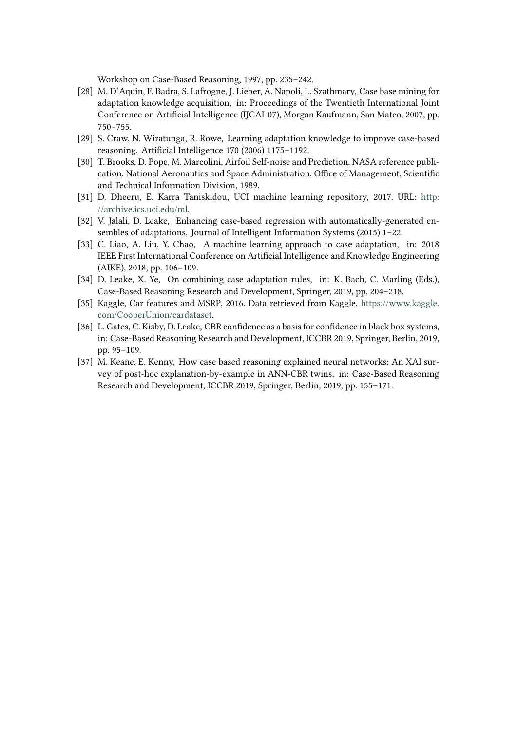Workshop on Case-Based Reasoning, 1997, pp. 235–242.

[28] M. D'Aquin, F. Badra, S. Lafrogne, J. Lieber, A. Napoli, L. Szathmary, Case base mining for adaptation knowledge acquisition, in: Proceedings of the Twentieth International Joint Conference on Artificial Intelligence (IJCAI-07), Morgan Kaufmann, San Mateo, 2007, pp. 750–755.

[29] S. Craw, N. Wiratunga, R. Rowe, Learning adaptation knowledge to improve case-based reasoning, Artificial Intelligence 170 (2006) 1175–1192.

[30] T. Brooks, D. Pope, M. Marcolini, Airfoil Self-noise and Prediction, NASA reference publication, National Aeronautics and Space Administration, Office of Management, Scientific and Technical Information Division, 1989.

[31] D. Dheeru, E. Karra Taniskidou, UCI machine learning repository, 2017. URL: http://archive.ics.uci.edu/ml.

[32] V. Jalali, D. Leake, Enhancing case-based regression with automatically-generated ensembles of adaptations, Journal of Intelligent Information Systems (2015) 1–22.

[33] C. Liao, A. Liu, Y. Chao, A machine learning approach to case adaptation, in: 2018 IEEE First International Conference on Artificial Intelligence and Knowledge Engineering (AIKE), 2018, pp. 106–109.

[34] D. Leake, X. Ye, On combining case adaptation rules, in: K. Bach, C. Marling (Eds.), Case-Based Reasoning Research and Development, Springer, 2019, pp. 204–218.

[35] Kaggle, Car features and MSRP, 2016. Data retrieved from Kaggle, https://www.kaggle.com/CooperUnion/cardataset.

[36] L. Gates, C. Kisby, D. Leake, CBR confidence as a basis for confidence in black box systems, in: Case-Based Reasoning Research and Development, ICCBR 2019, Springer, Berlin, 2019, pp. 95–109.

[37] M. Keane, E. Kenny, How case based reasoning explained neural networks: An XAI survey of post-hoc explanation-by-example in ANN-CBR twins, in: Case-Based Reasoning Research and Development, ICCBR 2019, Springer, Berlin, 2019, pp. 155–171.